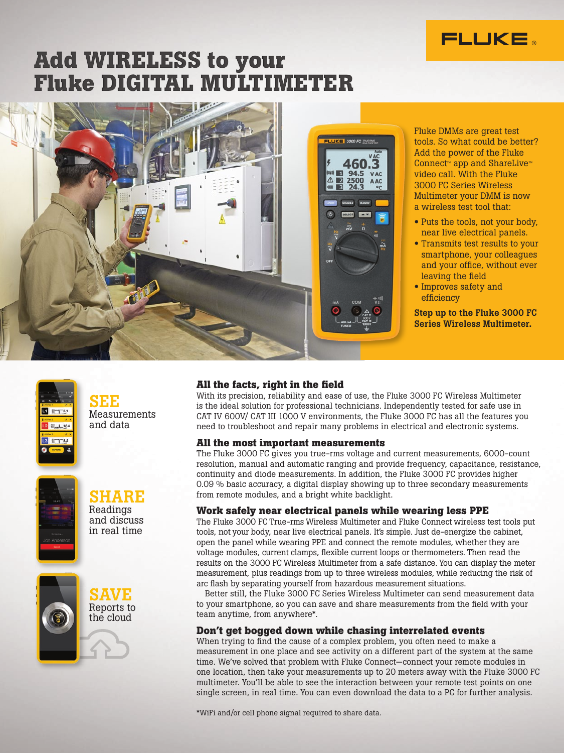FLUKE®

# Add WIRELESS to your Fluke DIGITAL MULTIMETER

Fluke DMMs are great test tools. So what could be better? Add the power of the Fluke Connect™ app and ShareLive™ video call. With the Fluke 3000 FC Series Wireless Multimeter your DMM is now a wireless test tool that:

- Puts the tools, not your body, near live electrical panels.
- Transmits test results to your smartphone, your colleagues and your office, without ever leaving the field
- Improves safety and efficiency

**Step up to the Fluke 3000 FC Series Wireless Multimeter.**

**SEE**
Measurements and data

**SHARE**
Readings and discuss in real time

**SAVE**
Reports to the cloud

## All the facts, right in the field

With its precision, reliability and ease of use, the Fluke 3000 FC Wireless Multimeter is the ideal solution for professional technicians. Independently tested for safe use in CAT IV 600V/ CAT III 1000 V environments, the Fluke 3000 FC has all the features you need to troubleshoot and repair many problems in electrical and electronic systems.

## All the most important measurements

The Fluke 3000 FC gives you true-rms voltage and current measurements, 6000-count resolution, manual and automatic ranging and provide frequency, capacitance, resistance, continuity and diode measurements. In addition, the Fluke 3000 FC provides higher 0.09 % basic accuracy, a digital display showing up to three secondary measurements from remote modules, and a bright white backlight.

## Work safely near electrical panels while wearing less PPE

The Fluke 3000 FC True-rms Wireless Multimeter and Fluke Connect wireless test tools put tools, not your body, near live electrical panels. It's simple. Just de-energize the cabinet, open the panel while wearing PPE and connect the remote modules, whether they are voltage modules, current clamps, flexible current loops or thermometers. Then read the results on the 3000 FC Wireless Multimeter from a safe distance. You can display the meter measurement, plus readings from up to three wireless modules, while reducing the risk of arc flash by separating yourself from hazardous measurement situations.

Better still, the Fluke 3000 FC Series Wireless Multimeter can send measurement data to your smartphone, so you can save and share measurements from the field with your team anytime, from anywhere*.

## Don't get bogged down while chasing interrelated events

When trying to find the cause of a complex problem, you often need to make a measurement in one place and see activity on a different part of the system at the same time. We've solved that problem with Fluke Connect—connect your remote modules in one location, then take your measurements up to 20 meters away with the Fluke 3000 FC multimeter. You'll be able to see the interaction between your remote test points on one single screen, in real time. You can even download the data to a PC for further analysis.

*WiFi and/or cell phone signal required to share data.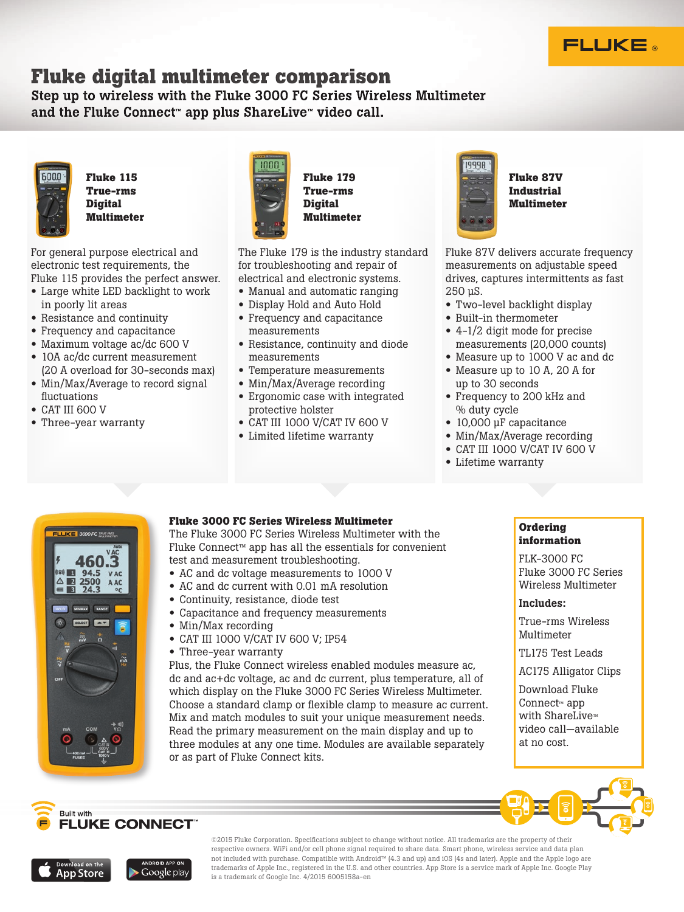# Fluke digital multimeter comparison

**Step up to wireless with the Fluke 3000 FC Series Wireless Multimeter and the Fluke Connect™ app plus ShareLive™ video call.**

### Fluke 115 True-rms Digital Multimeter

For general purpose electrical and electronic test requirements, the Fluke 115 provides the perfect answer.

- Large white LED backlight to work in poorly lit areas
- Resistance and continuity
- Frequency and capacitance
- Maximum voltage ac/dc 600 V
- 10A ac/dc current measurement (20 A overload for 30-seconds max)
- Min/Max/Average to record signal fluctuations
- CAT III 600 V
- Three-year warranty

### Fluke 179 True-rms Digital Multimeter

The Fluke 179 is the industry standard for troubleshooting and repair of electrical and electronic systems.

- Manual and automatic ranging
- Display Hold and Auto Hold
- Frequency and capacitance measurements
- Resistance, continuity and diode measurements
- Temperature measurements
- Min/Max/Average recording
- Ergonomic case with integrated protective holster
- CAT III 1000 V/CAT IV 600 V
- Limited lifetime warranty

### Fluke 87V Industrial Multimeter

Fluke 87V delivers accurate frequency measurements on adjustable speed drives, captures intermittents as fast 250 µS.

- Two-level backlight display
- Built-in thermometer
- 4-1/2 digit mode for precise measurements (20,000 counts)
- Measure up to 1000 V ac and dc
- Measure up to 10 A, 20 A for up to 30 seconds
- Frequency to 200 kHz and % duty cycle
- 10,000 µF capacitance
- Min/Max/Average recording
- CAT III 1000 V/CAT IV 600 V
- Lifetime warranty

### Fluke 3000 FC Series Wireless Multimeter

The Fluke 3000 FC Series Wireless Multimeter with the Fluke Connect™ app has all the essentials for convenient test and measurement troubleshooting.

- AC and dc voltage measurements to 1000 V
- AC and dc current with 0.01 mA resolution
- Continuity, resistance, diode test
- Capacitance and frequency measurements
- Min/Max recording
- CAT III 1000 V/CAT IV 600 V; IP54
- Three-year warranty

Plus, the Fluke Connect wireless enabled modules measure ac, dc and ac+dc voltage, ac and dc current, plus temperature, all of which display on the Fluke 3000 FC Series Wireless Multimeter. Choose a standard clamp or flexible clamp to measure ac current. Mix and match modules to suit your unique measurement needs. Read the primary measurement on the main display and up to three modules at any one time. Modules are available separately or as part of Fluke Connect kits.

### Ordering information

FLK-3000 FC
Fluke 3000 FC Series Wireless Multimeter

**Includes:**

True-rms Wireless Multimeter

TL175 Test Leads

AC175 Alligator Clips

Download Fluke Connect™ app with ShareLive™ video call—available at no cost.

Built with FLUKE CONNECT™

Download on the App Store

ANDROID APP ON Google play

©2015 Fluke Corporation. Specifications subject to change without notice. All trademarks are the property of their respective owners. WiFi and/or cell phone signal required to share data. Smart phone, wireless service and data plan not included with purchase. Compatible with Android™ (4.3 and up) and iOS (4s and later). Apple and the Apple logo are trademarks of Apple Inc., registered in the U.S. and other countries. App Store is a service mark of Apple Inc. Google Play is a trademark of Google Inc. 4/2015 6005158a-en